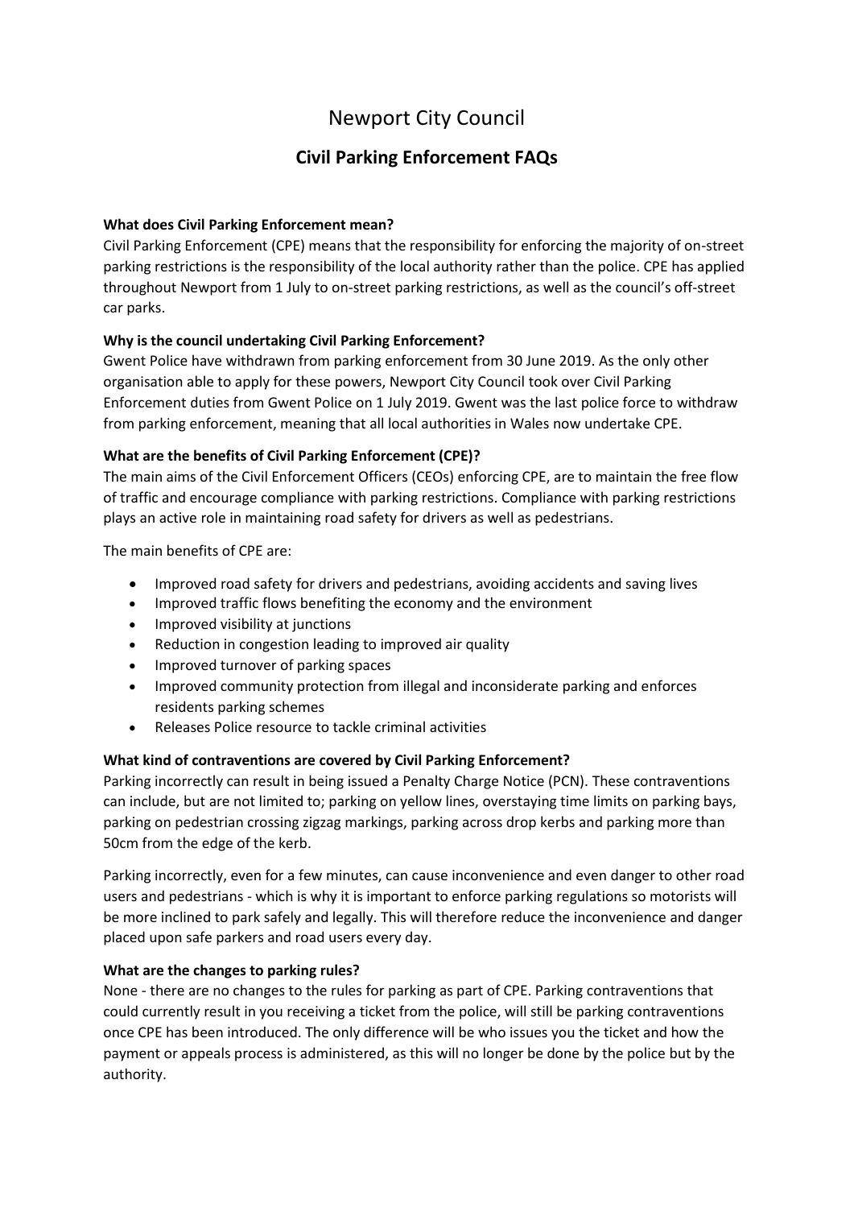# Newport City Council

## Civil Parking Enforcement FAQs

**What does Civil Parking Enforcement mean?**

Civil Parking Enforcement (CPE) means that the responsibility for enforcing the majority of on-street parking restrictions is the responsibility of the local authority rather than the police. CPE has applied throughout Newport from 1 July to on-street parking restrictions, as well as the council's off-street car parks.

**Why is the council undertaking Civil Parking Enforcement?**

Gwent Police have withdrawn from parking enforcement from 30 June 2019. As the only other organisation able to apply for these powers, Newport City Council took over Civil Parking Enforcement duties from Gwent Police on 1 July 2019. Gwent was the last police force to withdraw from parking enforcement, meaning that all local authorities in Wales now undertake CPE.

**What are the benefits of Civil Parking Enforcement (CPE)?**

The main aims of the Civil Enforcement Officers (CEOs) enforcing CPE, are to maintain the free flow of traffic and encourage compliance with parking restrictions. Compliance with parking restrictions plays an active role in maintaining road safety for drivers as well as pedestrians.

The main benefits of CPE are:

- Improved road safety for drivers and pedestrians, avoiding accidents and saving lives
- Improved traffic flows benefiting the economy and the environment
- Improved visibility at junctions
- Reduction in congestion leading to improved air quality
- Improved turnover of parking spaces
- Improved community protection from illegal and inconsiderate parking and enforces residents parking schemes
- Releases Police resource to tackle criminal activities

**What kind of contraventions are covered by Civil Parking Enforcement?**

Parking incorrectly can result in being issued a Penalty Charge Notice (PCN). These contraventions can include, but are not limited to; parking on yellow lines, overstaying time limits on parking bays, parking on pedestrian crossing zigzag markings, parking across drop kerbs and parking more than 50cm from the edge of the kerb.

Parking incorrectly, even for a few minutes, can cause inconvenience and even danger to other road users and pedestrians - which is why it is important to enforce parking regulations so motorists will be more inclined to park safely and legally. This will therefore reduce the inconvenience and danger placed upon safe parkers and road users every day.

**What are the changes to parking rules?**

None - there are no changes to the rules for parking as part of CPE. Parking contraventions that could currently result in you receiving a ticket from the police, will still be parking contraventions once CPE has been introduced. The only difference will be who issues you the ticket and how the payment or appeals process is administered, as this will no longer be done by the police but by the authority.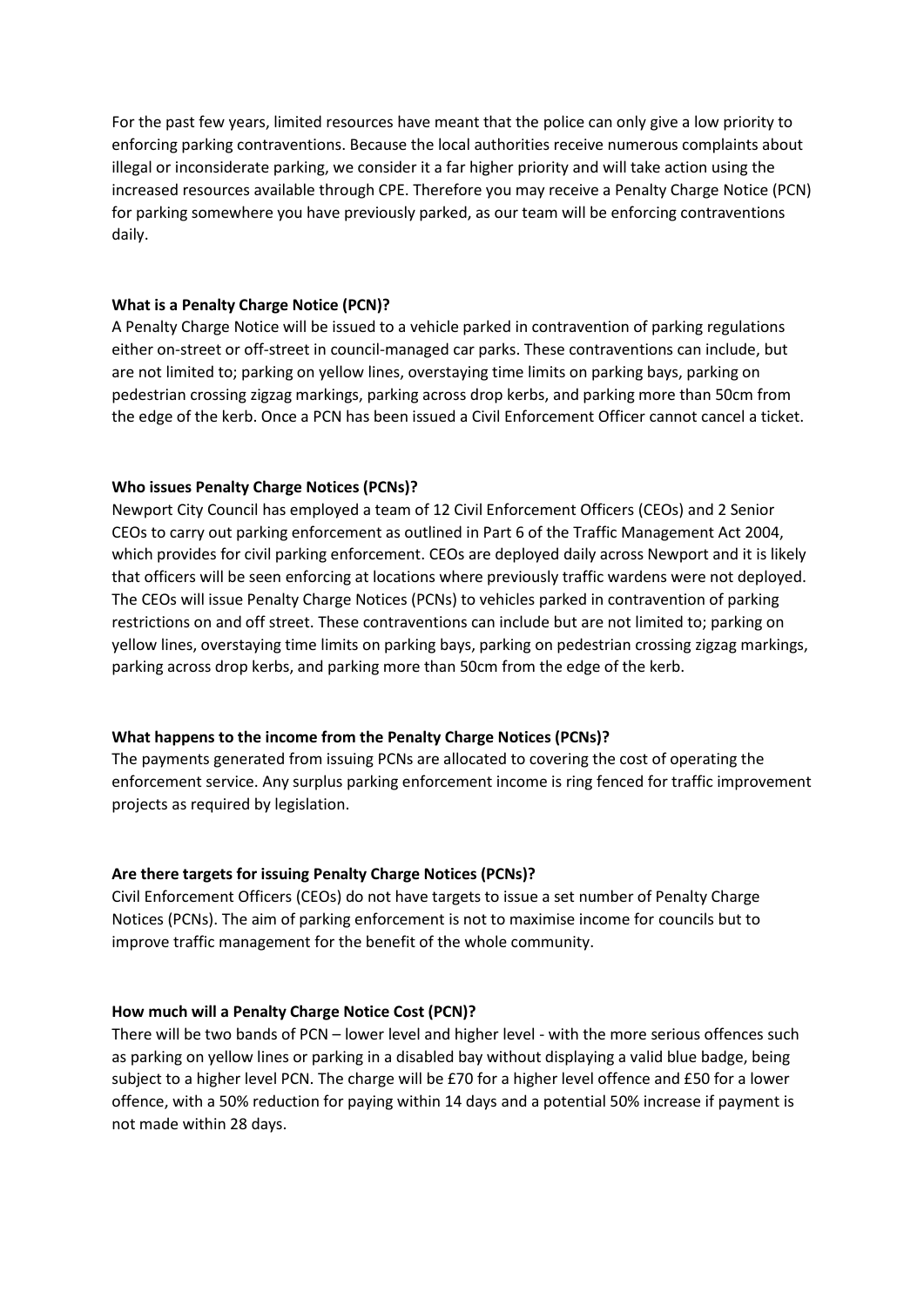For the past few years, limited resources have meant that the police can only give a low priority to enforcing parking contraventions. Because the local authorities receive numerous complaints about illegal or inconsiderate parking, we consider it a far higher priority and will take action using the increased resources available through CPE. Therefore you may receive a Penalty Charge Notice (PCN) for parking somewhere you have previously parked, as our team will be enforcing contraventions daily.

**What is a Penalty Charge Notice (PCN)?**

A Penalty Charge Notice will be issued to a vehicle parked in contravention of parking regulations either on-street or off-street in council-managed car parks. These contraventions can include, but are not limited to; parking on yellow lines, overstaying time limits on parking bays, parking on pedestrian crossing zigzag markings, parking across drop kerbs, and parking more than 50cm from the edge of the kerb. Once a PCN has been issued a Civil Enforcement Officer cannot cancel a ticket.

**Who issues Penalty Charge Notices (PCNs)?**

Newport City Council has employed a team of 12 Civil Enforcement Officers (CEOs) and 2 Senior CEOs to carry out parking enforcement as outlined in Part 6 of the Traffic Management Act 2004, which provides for civil parking enforcement. CEOs are deployed daily across Newport and it is likely that officers will be seen enforcing at locations where previously traffic wardens were not deployed. The CEOs will issue Penalty Charge Notices (PCNs) to vehicles parked in contravention of parking restrictions on and off street. These contraventions can include but are not limited to; parking on yellow lines, overstaying time limits on parking bays, parking on pedestrian crossing zigzag markings, parking across drop kerbs, and parking more than 50cm from the edge of the kerb.

**What happens to the income from the Penalty Charge Notices (PCNs)?**

The payments generated from issuing PCNs are allocated to covering the cost of operating the enforcement service. Any surplus parking enforcement income is ring fenced for traffic improvement projects as required by legislation.

**Are there targets for issuing Penalty Charge Notices (PCNs)?**

Civil Enforcement Officers (CEOs) do not have targets to issue a set number of Penalty Charge Notices (PCNs). The aim of parking enforcement is not to maximise income for councils but to improve traffic management for the benefit of the whole community.

**How much will a Penalty Charge Notice Cost (PCN)?**

There will be two bands of PCN – lower level and higher level - with the more serious offences such as parking on yellow lines or parking in a disabled bay without displaying a valid blue badge, being subject to a higher level PCN. The charge will be £70 for a higher level offence and £50 for a lower offence, with a 50% reduction for paying within 14 days and a potential 50% increase if payment is not made within 28 days.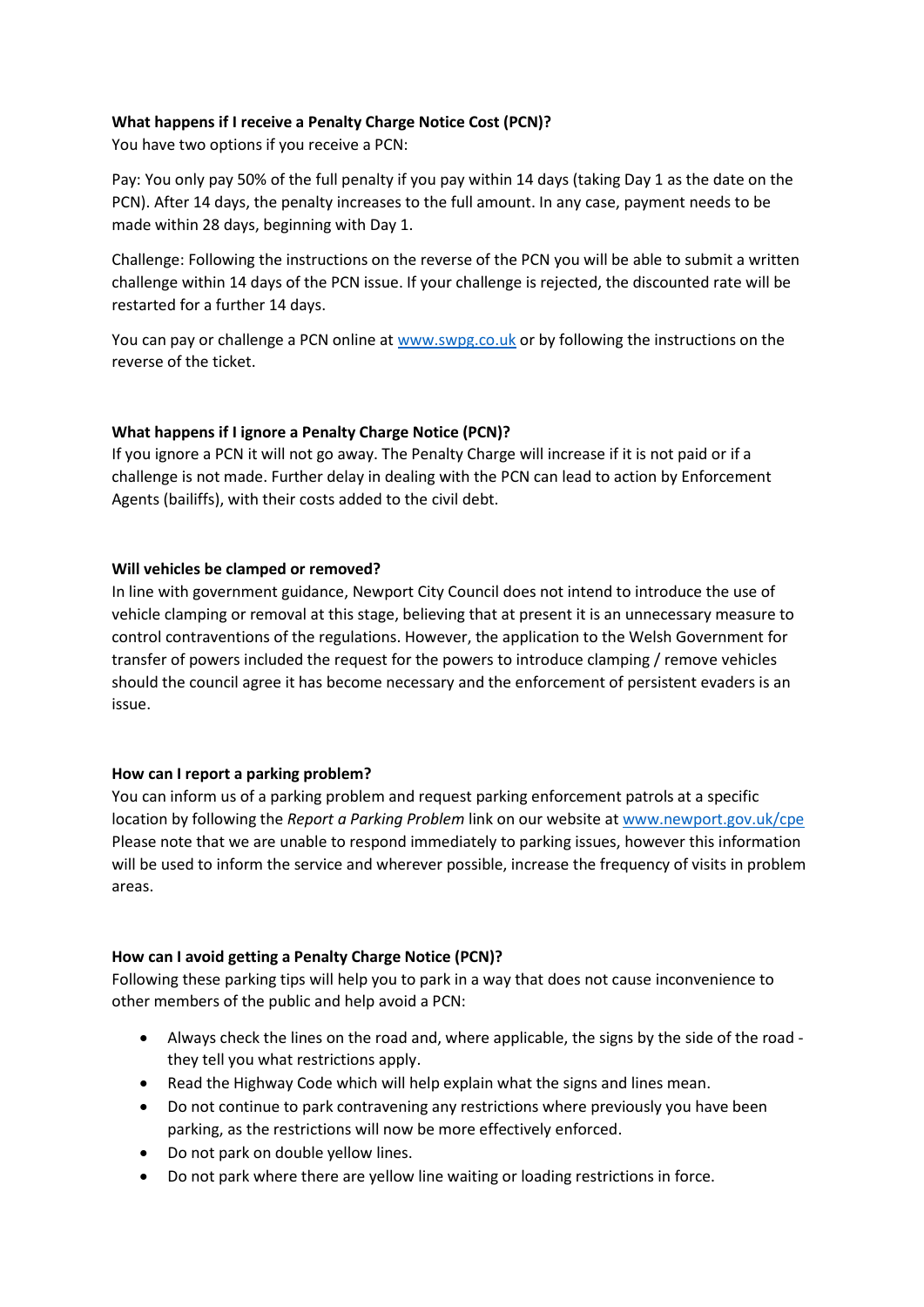**What happens if I receive a Penalty Charge Notice Cost (PCN)?**

You have two options if you receive a PCN:

Pay: You only pay 50% of the full penalty if you pay within 14 days (taking Day 1 as the date on the PCN). After 14 days, the penalty increases to the full amount. In any case, payment needs to be made within 28 days, beginning with Day 1.

Challenge: Following the instructions on the reverse of the PCN you will be able to submit a written challenge within 14 days of the PCN issue. If your challenge is rejected, the discounted rate will be restarted for a further 14 days.

You can pay or challenge a PCN online at [www.swpg.co.uk](http://www.swpg.co.uk) or by following the instructions on the reverse of the ticket.

**What happens if I ignore a Penalty Charge Notice (PCN)?**

If you ignore a PCN it will not go away. The Penalty Charge will increase if it is not paid or if a challenge is not made. Further delay in dealing with the PCN can lead to action by Enforcement Agents (bailiffs), with their costs added to the civil debt.

**Will vehicles be clamped or removed?**

In line with government guidance, Newport City Council does not intend to introduce the use of vehicle clamping or removal at this stage, believing that at present it is an unnecessary measure to control contraventions of the regulations. However, the application to the Welsh Government for transfer of powers included the request for the powers to introduce clamping / remove vehicles should the council agree it has become necessary and the enforcement of persistent evaders is an issue.

**How can I report a parking problem?**

You can inform us of a parking problem and request parking enforcement patrols at a specific location by following the *Report a Parking Problem* link on our website at [www.newport.gov.uk/cpe](http://www.newport.gov.uk/cpe) Please note that we are unable to respond immediately to parking issues, however this information will be used to inform the service and wherever possible, increase the frequency of visits in problem areas.

**How can I avoid getting a Penalty Charge Notice (PCN)?**

Following these parking tips will help you to park in a way that does not cause inconvenience to other members of the public and help avoid a PCN:

- Always check the lines on the road and, where applicable, the signs by the side of the road - they tell you what restrictions apply.
- Read the Highway Code which will help explain what the signs and lines mean.
- Do not continue to park contravening any restrictions where previously you have been parking, as the restrictions will now be more effectively enforced.
- Do not park on double yellow lines.
- Do not park where there are yellow line waiting or loading restrictions in force.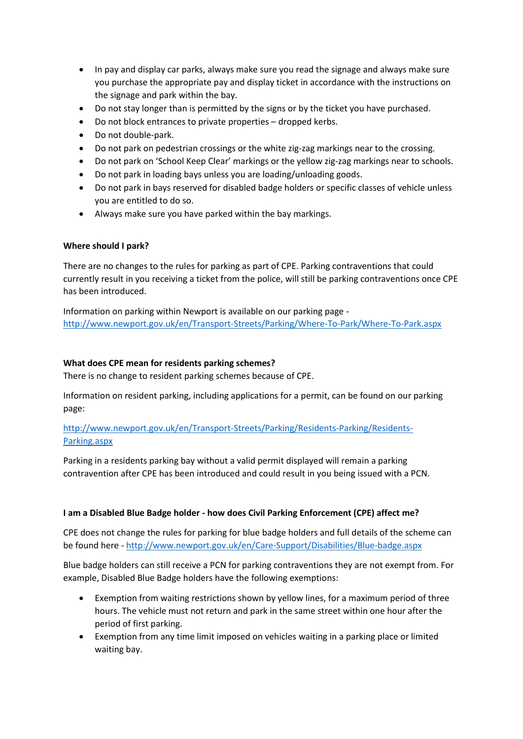- In pay and display car parks, always make sure you read the signage and always make sure you purchase the appropriate pay and display ticket in accordance with the instructions on the signage and park within the bay.
- Do not stay longer than is permitted by the signs or by the ticket you have purchased.
- Do not block entrances to private properties – dropped kerbs.
- Do not double-park.
- Do not park on pedestrian crossings or the white zig-zag markings near to the crossing.
- Do not park on 'School Keep Clear' markings or the yellow zig-zag markings near to schools.
- Do not park in loading bays unless you are loading/unloading goods.
- Do not park in bays reserved for disabled badge holders or specific classes of vehicle unless you are entitled to do so.
- Always make sure you have parked within the bay markings.

**Where should I park?**

There are no changes to the rules for parking as part of CPE. Parking contraventions that could currently result in you receiving a ticket from the police, will still be parking contraventions once CPE has been introduced.

Information on parking within Newport is available on our parking page - [http://www.newport.gov.uk/en/Transport-Streets/Parking/Where-To-Park/Where-To-Park.aspx](http://www.newport.gov.uk/en/Transport-Streets/Parking/Where-To-Park/Where-To-Park.aspx)

**What does CPE mean for residents parking schemes?**

There is no change to resident parking schemes because of CPE.

Information on resident parking, including applications for a permit, can be found on our parking page:

[http://www.newport.gov.uk/en/Transport-Streets/Parking/Residents-Parking/Residents-Parking.aspx](http://www.newport.gov.uk/en/Transport-Streets/Parking/Residents-Parking/Residents-Parking.aspx)

Parking in a residents parking bay without a valid permit displayed will remain a parking contravention after CPE has been introduced and could result in you being issued with a PCN.

**I am a Disabled Blue Badge holder - how does Civil Parking Enforcement (CPE) affect me?**

CPE does not change the rules for parking for blue badge holders and full details of the scheme can be found here - [http://www.newport.gov.uk/en/Care-Support/Disabilities/Blue-badge.aspx](http://www.newport.gov.uk/en/Care-Support/Disabilities/Blue-badge.aspx)

Blue badge holders can still receive a PCN for parking contraventions they are not exempt from. For example, Disabled Blue Badge holders have the following exemptions:

- Exemption from waiting restrictions shown by yellow lines, for a maximum period of three hours. The vehicle must not return and park in the same street within one hour after the period of first parking.
- Exemption from any time limit imposed on vehicles waiting in a parking place or limited waiting bay.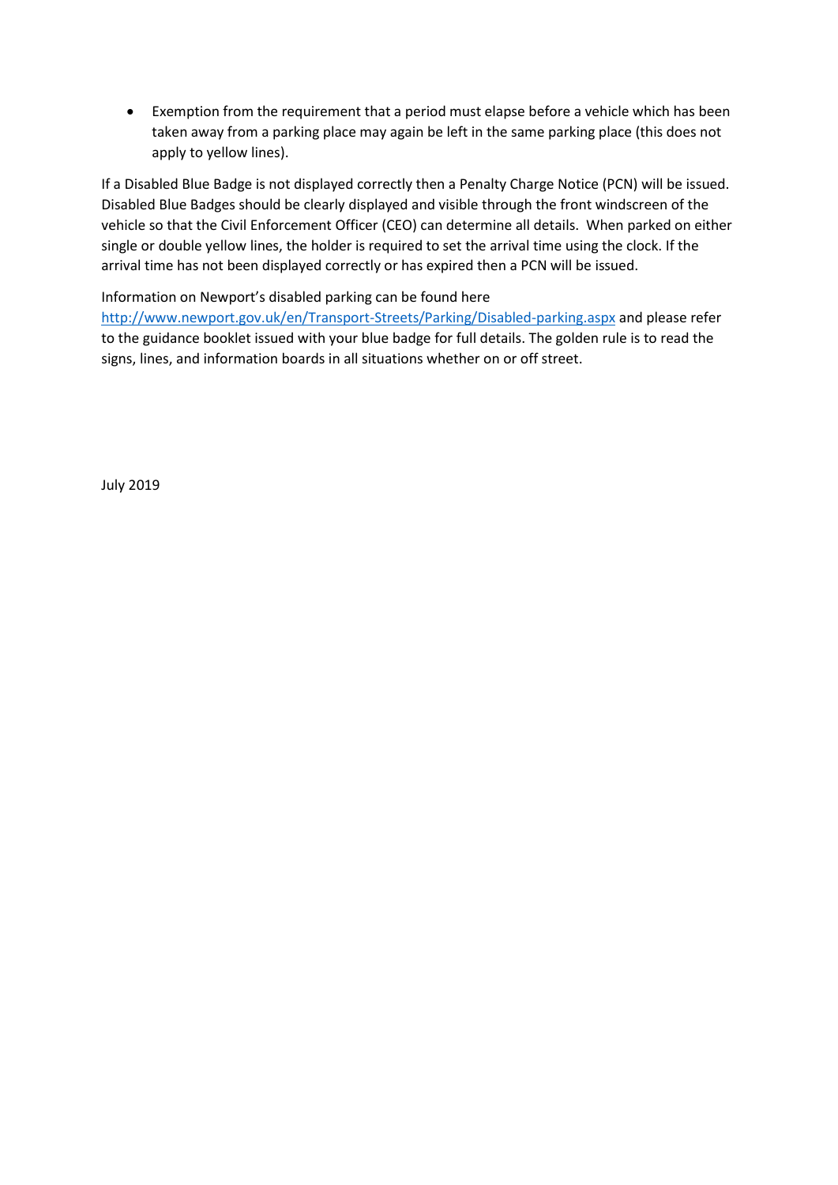- Exemption from the requirement that a period must elapse before a vehicle which has been taken away from a parking place may again be left in the same parking place (this does not apply to yellow lines).

If a Disabled Blue Badge is not displayed correctly then a Penalty Charge Notice (PCN) will be issued. Disabled Blue Badges should be clearly displayed and visible through the front windscreen of the vehicle so that the Civil Enforcement Officer (CEO) can determine all details. When parked on either single or double yellow lines, the holder is required to set the arrival time using the clock. If the arrival time has not been displayed correctly or has expired then a PCN will be issued.

Information on Newport's disabled parking can be found here [http://www.newport.gov.uk/en/Transport-Streets/Parking/Disabled-parking.aspx](http://www.newport.gov.uk/en/Transport-Streets/Parking/Disabled-parking.aspx) and please refer to the guidance booklet issued with your blue badge for full details. The golden rule is to read the signs, lines, and information boards in all situations whether on or off street.

July 2019